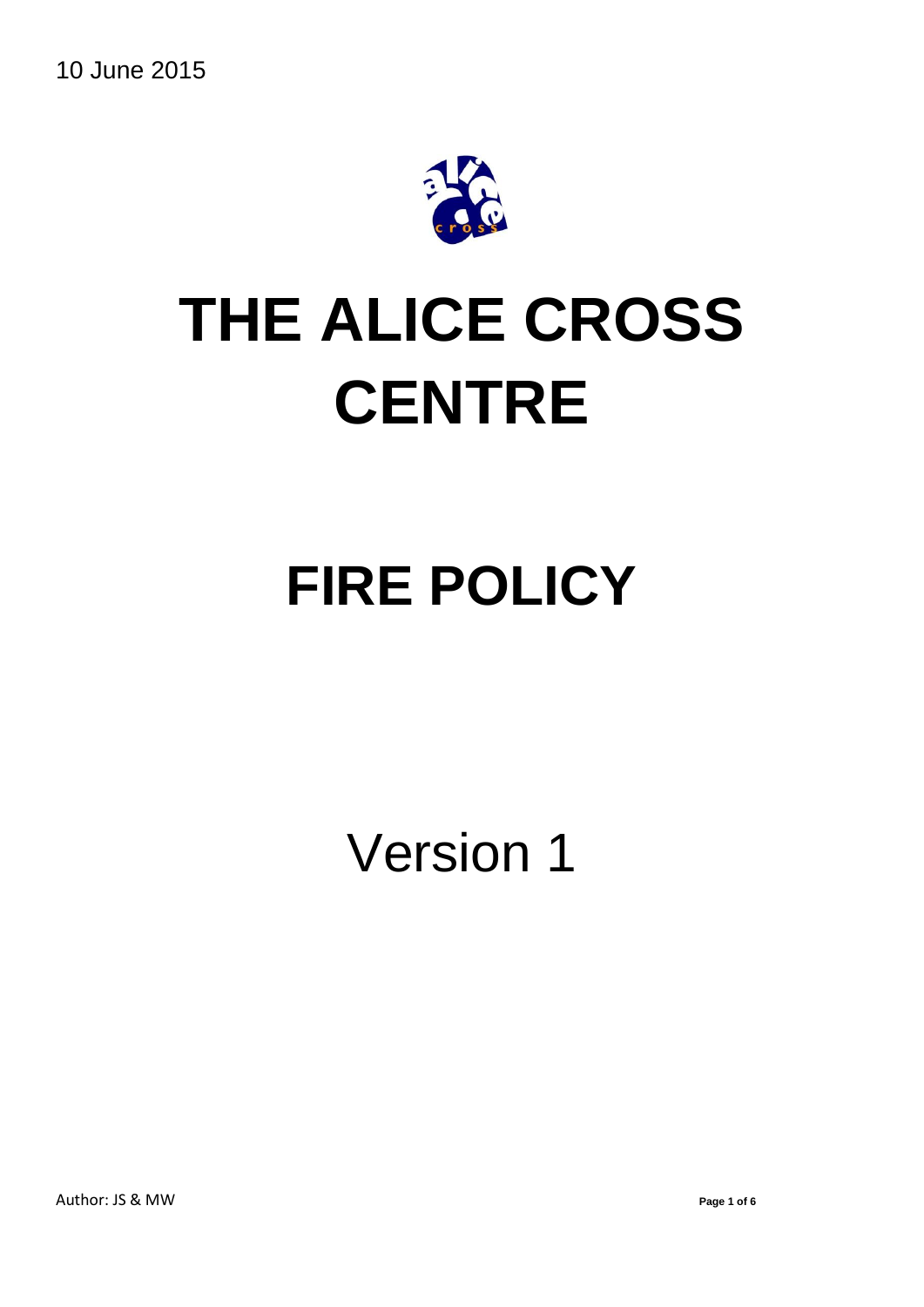10 June 2015

# THE ALICE CROSS CENTRE

# FIRE POLICY

Version 1

Author: JS & MW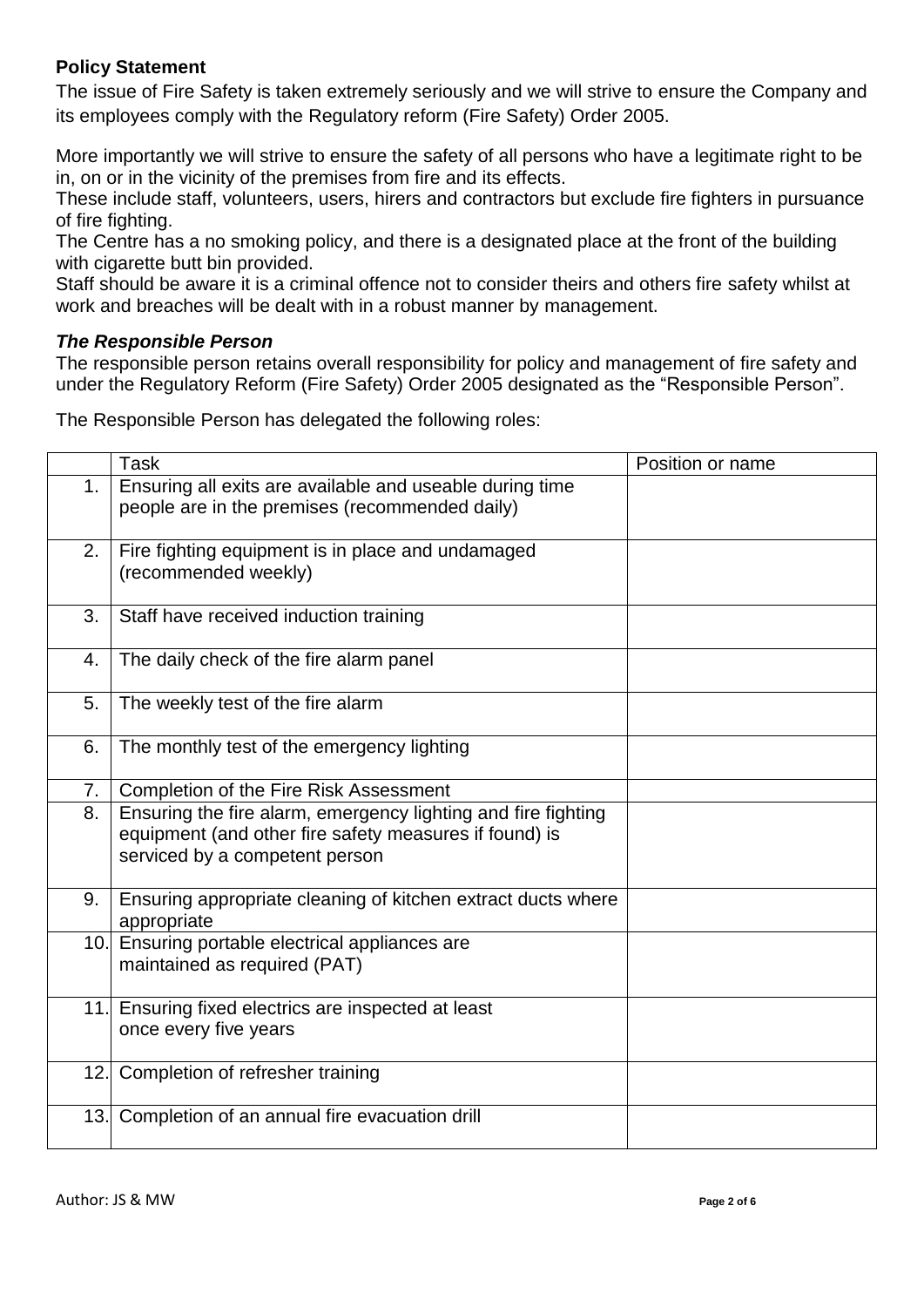## Policy Statement

The issue of Fire Safety is taken extremely seriously and we will strive to ensure the Company and its employees comply with the Regulatory reform (Fire Safety) Order 2005.

More importantly we will strive to ensure the safety of all persons who have a legitimate right to be in, on or in the vicinity of the premises from fire and its effects.
These include staff, volunteers, users, hirers and contractors but exclude fire fighters in pursuance of fire fighting.
The Centre has a no smoking policy, and there is a designated place at the front of the building with cigarette butt bin provided.
Staff should be aware it is a criminal offence not to consider theirs and others fire safety whilst at work and breaches will be dealt with in a robust manner by management.

### *The Responsible Person*

The responsible person retains overall responsibility for policy and management of fire safety and under the Regulatory Reform (Fire Safety) Order 2005 designated as the "Responsible Person".

The Responsible Person has delegated the following roles:

| | Task | Position or name |
|---|---|---|
| 1. | Ensuring all exits are available and useable during time people are in the premises (recommended daily) | |
| 2. | Fire fighting equipment is in place and undamaged (recommended weekly) | |
| 3. | Staff have received induction training | |
| 4. | The daily check of the fire alarm panel | |
| 5. | The weekly test of the fire alarm | |
| 6. | The monthly test of the emergency lighting | |
| 7. | Completion of the Fire Risk Assessment | |
| 8. | Ensuring the fire alarm, emergency lighting and fire fighting equipment (and other fire safety measures if found) is serviced by a competent person | |
| 9. | Ensuring appropriate cleaning of kitchen extract ducts where appropriate | |
| 10. | Ensuring portable electrical appliances are maintained as required (PAT) | |
| 11. | Ensuring fixed electrics are inspected at least once every five years | |
| 12. | Completion of refresher training | |
| 13. | Completion of an annual fire evacuation drill | |

Author: JS & MW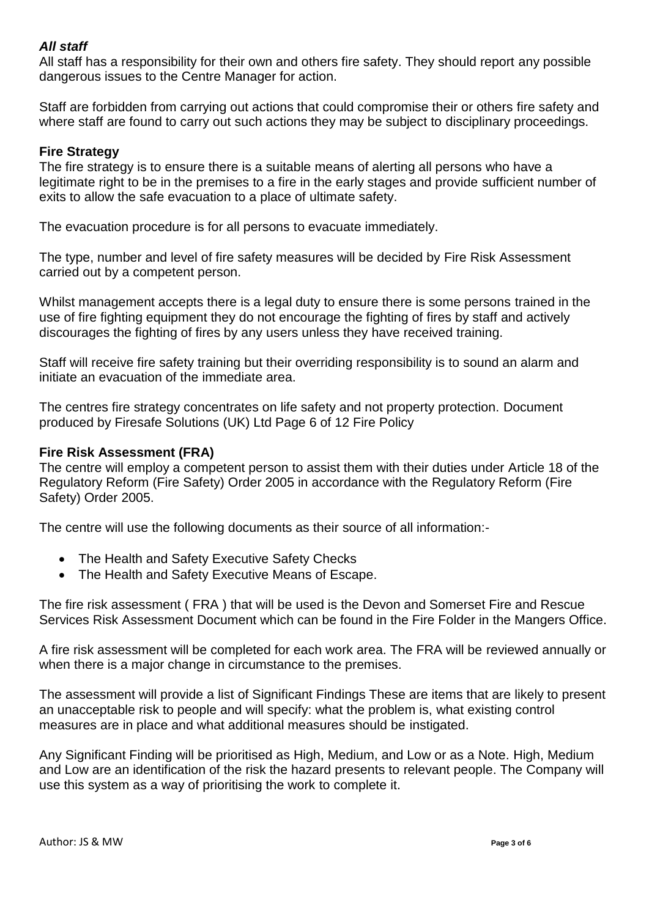***All staff***

All staff has a responsibility for their own and others fire safety. They should report any possible dangerous issues to the Centre Manager for action.

Staff are forbidden from carrying out actions that could compromise their or others fire safety and where staff are found to carry out such actions they may be subject to disciplinary proceedings.

**Fire Strategy**

The fire strategy is to ensure there is a suitable means of alerting all persons who have a legitimate right to be in the premises to a fire in the early stages and provide sufficient number of exits to allow the safe evacuation to a place of ultimate safety.

The evacuation procedure is for all persons to evacuate immediately.

The type, number and level of fire safety measures will be decided by Fire Risk Assessment carried out by a competent person.

Whilst management accepts there is a legal duty to ensure there is some persons trained in the use of fire fighting equipment they do not encourage the fighting of fires by staff and actively discourages the fighting of fires by any users unless they have received training.

Staff will receive fire safety training but their overriding responsibility is to sound an alarm and initiate an evacuation of the immediate area.

The centres fire strategy concentrates on life safety and not property protection. Document produced by Firesafe Solutions (UK) Ltd Page 6 of 12 Fire Policy

**Fire Risk Assessment (FRA)**

The centre will employ a competent person to assist them with their duties under Article 18 of the Regulatory Reform (Fire Safety) Order 2005 in accordance with the Regulatory Reform (Fire Safety) Order 2005.

The centre will use the following documents as their source of all information:-

- The Health and Safety Executive Safety Checks
- The Health and Safety Executive Means of Escape.

The fire risk assessment ( FRA ) that will be used is the Devon and Somerset Fire and Rescue Services Risk Assessment Document which can be found in the Fire Folder in the Mangers Office.

A fire risk assessment will be completed for each work area. The FRA will be reviewed annually or when there is a major change in circumstance to the premises.

The assessment will provide a list of Significant Findings These are items that are likely to present an unacceptable risk to people and will specify: what the problem is, what existing control measures are in place and what additional measures should be instigated.

Any Significant Finding will be prioritised as High, Medium, and Low or as a Note. High, Medium and Low are an identification of the risk the hazard presents to relevant people. The Company will use this system as a way of prioritising the work to complete it.

Author: JS & MW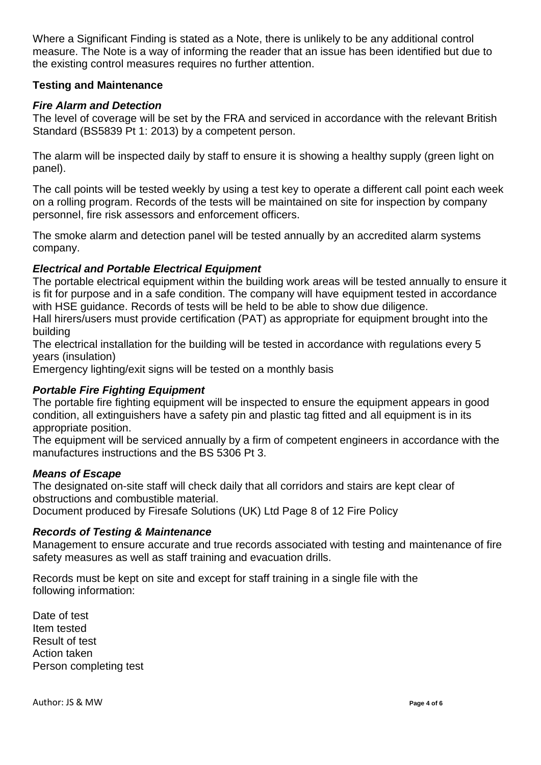Where a Significant Finding is stated as a Note, there is unlikely to be any additional control measure. The Note is a way of informing the reader that an issue has been identified but due to the existing control measures requires no further attention.

**Testing and Maintenance**

***Fire Alarm and Detection***

The level of coverage will be set by the FRA and serviced in accordance with the relevant British Standard (BS5839 Pt 1: 2013) by a competent person.

The alarm will be inspected daily by staff to ensure it is showing a healthy supply (green light on panel).

The call points will be tested weekly by using a test key to operate a different call point each week on a rolling program. Records of the tests will be maintained on site for inspection by company personnel, fire risk assessors and enforcement officers.

The smoke alarm and detection panel will be tested annually by an accredited alarm systems company.

***Electrical and Portable Electrical Equipment***

The portable electrical equipment within the building work areas will be tested annually to ensure it is fit for purpose and in a safe condition. The company will have equipment tested in accordance with HSE guidance. Records of tests will be held to be able to show due diligence.
Hall hirers/users must provide certification (PAT) as appropriate for equipment brought into the building
The electrical installation for the building will be tested in accordance with regulations every 5 years (insulation)
Emergency lighting/exit signs will be tested on a monthly basis

***Portable Fire Fighting Equipment***

The portable fire fighting equipment will be inspected to ensure the equipment appears in good condition, all extinguishers have a safety pin and plastic tag fitted and all equipment is in its appropriate position.
The equipment will be serviced annually by a firm of competent engineers in accordance with the manufactures instructions and the BS 5306 Pt 3.

***Means of Escape***

The designated on-site staff will check daily that all corridors and stairs are kept clear of obstructions and combustible material.
Document produced by Firesafe Solutions (UK) Ltd Page 8 of 12 Fire Policy

***Records of Testing & Maintenance***

Management to ensure accurate and true records associated with testing and maintenance of fire safety measures as well as staff training and evacuation drills.

Records must be kept on site and except for staff training in a single file with the following information:

Date of test
Item tested
Result of test
Action taken
Person completing test

Author: JS & MW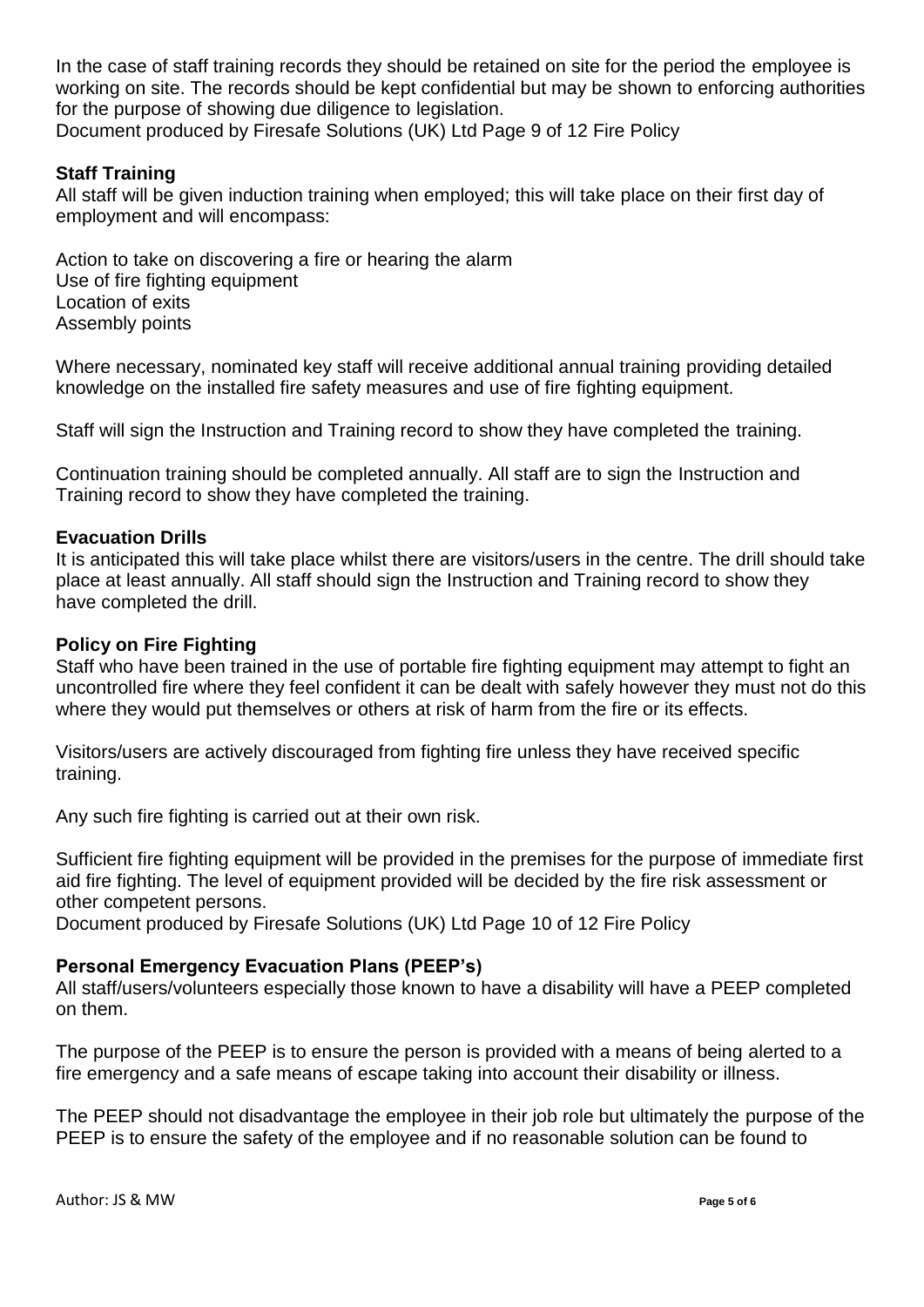In the case of staff training records they should be retained on site for the period the employee is working on site. The records should be kept confidential but may be shown to enforcing authorities for the purpose of showing due diligence to legislation.
Document produced by Firesafe Solutions (UK) Ltd Page 9 of 12 Fire Policy

**Staff Training**

All staff will be given induction training when employed; this will take place on their first day of employment and will encompass:

Action to take on discovering a fire or hearing the alarm
Use of fire fighting equipment
Location of exits
Assembly points

Where necessary, nominated key staff will receive additional annual training providing detailed knowledge on the installed fire safety measures and use of fire fighting equipment.

Staff will sign the Instruction and Training record to show they have completed the training.

Continuation training should be completed annually. All staff are to sign the Instruction and Training record to show they have completed the training.

**Evacuation Drills**

It is anticipated this will take place whilst there are visitors/users in the centre. The drill should take place at least annually. All staff should sign the Instruction and Training record to show they have completed the drill.

**Policy on Fire Fighting**

Staff who have been trained in the use of portable fire fighting equipment may attempt to fight an uncontrolled fire where they feel confident it can be dealt with safely however they must not do this where they would put themselves or others at risk of harm from the fire or its effects.

Visitors/users are actively discouraged from fighting fire unless they have received specific training.

Any such fire fighting is carried out at their own risk.

Sufficient fire fighting equipment will be provided in the premises for the purpose of immediate first aid fire fighting. The level of equipment provided will be decided by the fire risk assessment or other competent persons.
Document produced by Firesafe Solutions (UK) Ltd Page 10 of 12 Fire Policy

**Personal Emergency Evacuation Plans (PEEP's)**

All staff/users/volunteers especially those known to have a disability will have a PEEP completed on them.

The purpose of the PEEP is to ensure the person is provided with a means of being alerted to a fire emergency and a safe means of escape taking into account their disability or illness.

The PEEP should not disadvantage the employee in their job role but ultimately the purpose of the PEEP is to ensure the safety of the employee and if no reasonable solution can be found to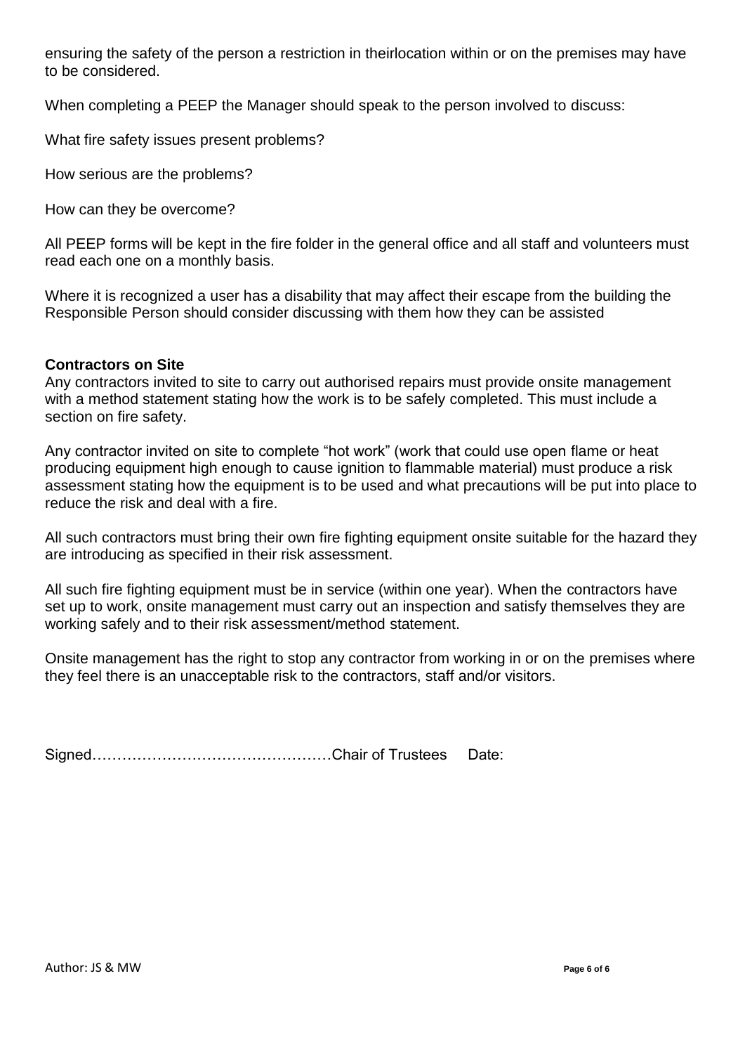ensuring the safety of the person a restriction in theirlocation within or on the premises may have to be considered.

When completing a PEEP the Manager should speak to the person involved to discuss:

What fire safety issues present problems?

How serious are the problems?

How can they be overcome?

All PEEP forms will be kept in the fire folder in the general office and all staff and volunteers must read each one on a monthly basis.

Where it is recognized a user has a disability that may affect their escape from the building the Responsible Person should consider discussing with them how they can be assisted

**Contractors on Site**

Any contractors invited to site to carry out authorised repairs must provide onsite management with a method statement stating how the work is to be safely completed. This must include a section on fire safety.

Any contractor invited on site to complete “hot work” (work that could use open flame or heat producing equipment high enough to cause ignition to flammable material) must produce a risk assessment stating how the equipment is to be used and what precautions will be put into place to reduce the risk and deal with a fire.

All such contractors must bring their own fire fighting equipment onsite suitable for the hazard they are introducing as specified in their risk assessment.

All such fire fighting equipment must be in service (within one year). When the contractors have set up to work, onsite management must carry out an inspection and satisfy themselves they are working safely and to their risk assessment/method statement.

Onsite management has the right to stop any contractor from working in or on the premises where they feel there is an unacceptable risk to the contractors, staff and/or visitors.

Signed…………………………………………Chair of Trustees Date:

Author: JS & MW